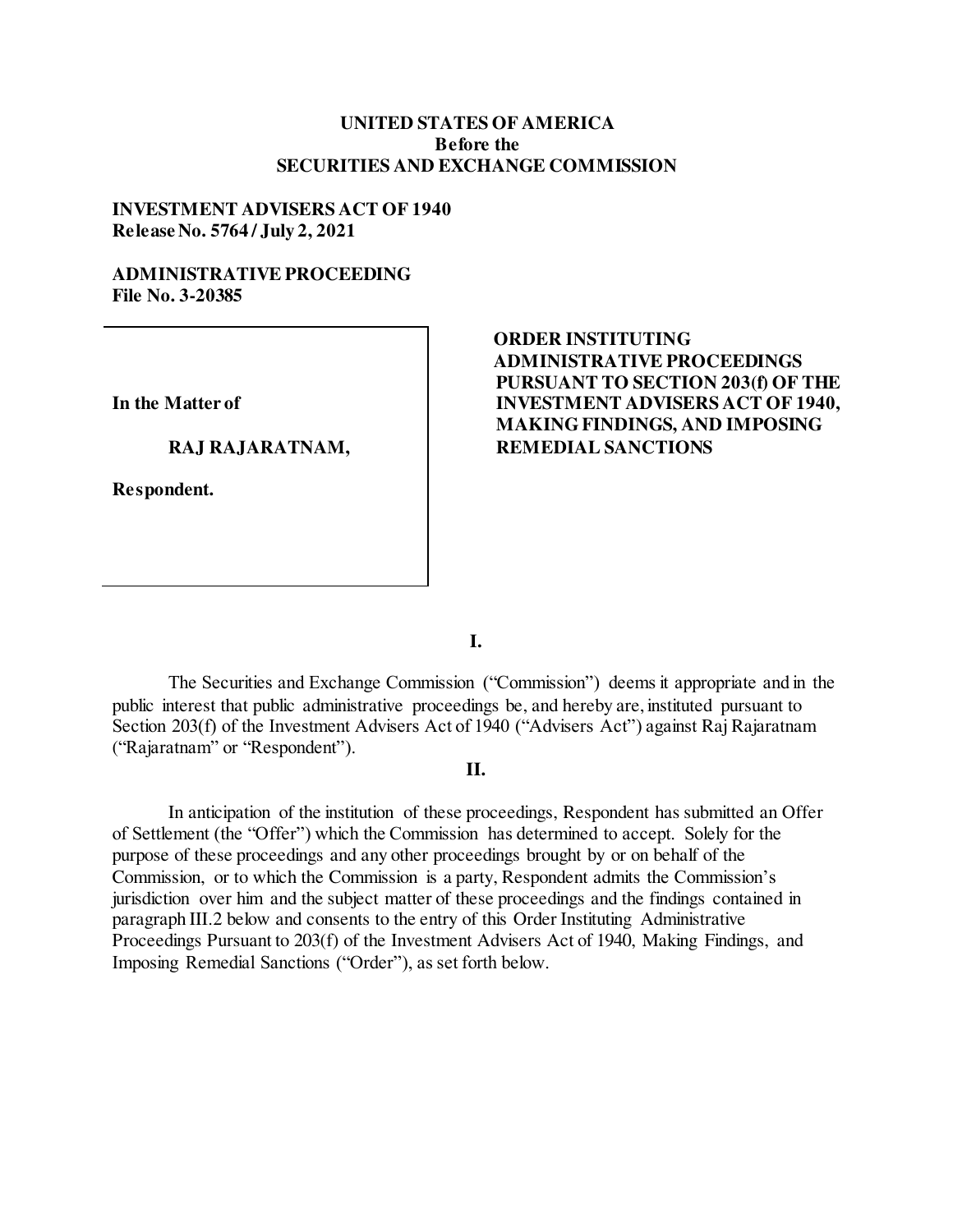**UNITED STATES OF AMERICA**
**Before the**
**SECURITIES AND EXCHANGE COMMISSION**

**INVESTMENT ADVISERS ACT OF 1940**
**Release No. 5764 / July 2, 2021**

**ADMINISTRATIVE PROCEEDING**
**File No. 3-20385**

| | |
|---|---|
| **In the Matter of**<br><br>**RAJ RAJARATNAM,**<br><br>**Respondent.** | **ORDER INSTITUTING ADMINISTRATIVE PROCEEDINGS PURSUANT TO SECTION 203(f) OF THE INVESTMENT ADVISERS ACT OF 1940, MAKING FINDINGS, AND IMPOSING REMEDIAL SANCTIONS** |

**I.**

The Securities and Exchange Commission ("Commission") deems it appropriate and in the public interest that public administrative proceedings be, and hereby are, instituted pursuant to Section 203(f) of the Investment Advisers Act of 1940 ("Advisers Act") against Raj Rajaratnam ("Rajaratnam" or "Respondent").

**II.**

In anticipation of the institution of these proceedings, Respondent has submitted an Offer of Settlement (the "Offer") which the Commission has determined to accept. Solely for the purpose of these proceedings and any other proceedings brought by or on behalf of the Commission, or to which the Commission is a party, Respondent admits the Commission's jurisdiction over him and the subject matter of these proceedings and the findings contained in paragraph III.2 below and consents to the entry of this Order Instituting Administrative Proceedings Pursuant to 203(f) of the Investment Advisers Act of 1940, Making Findings, and Imposing Remedial Sanctions ("Order"), as set forth below.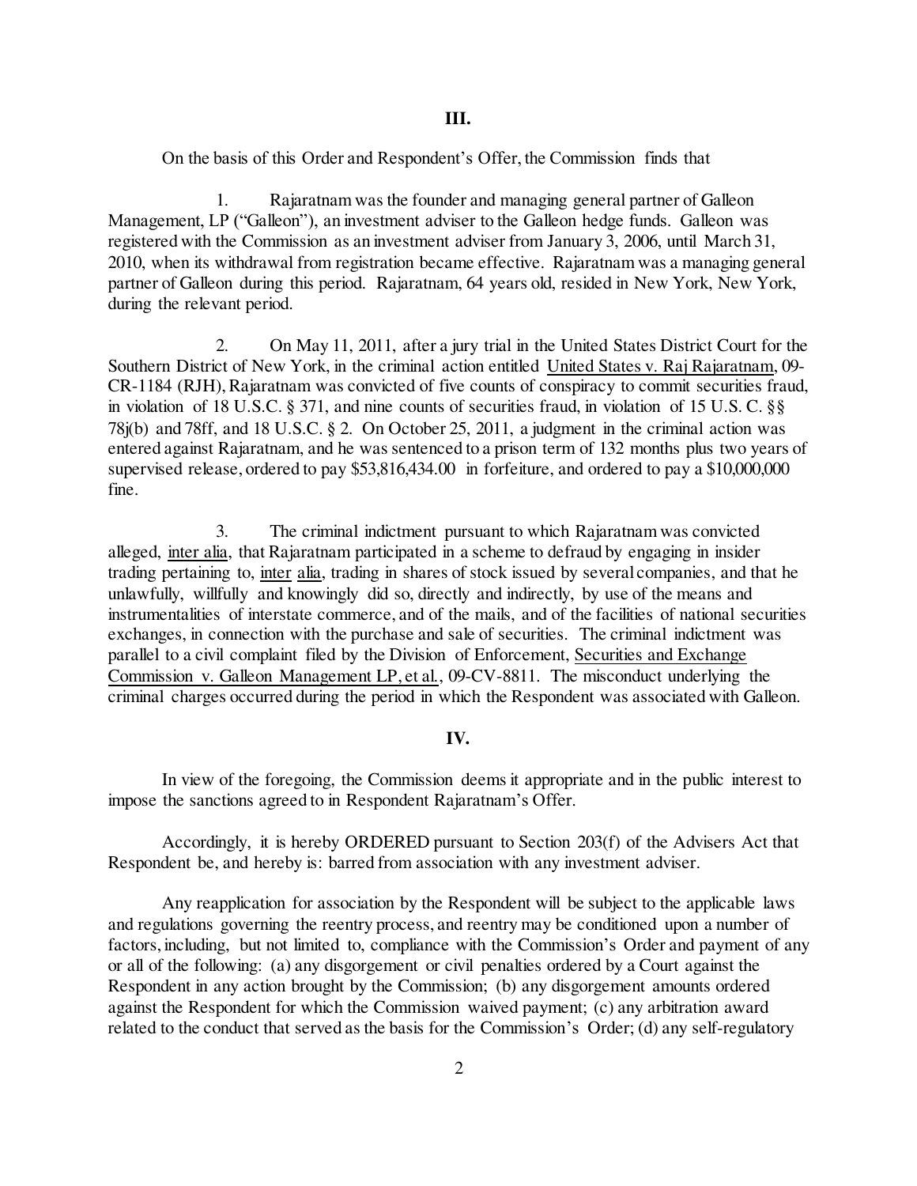## III.

On the basis of this Order and Respondent's Offer, the Commission finds that

1. Rajaratnam was the founder and managing general partner of Galleon Management, LP ("Galleon"), an investment adviser to the Galleon hedge funds. Galleon was registered with the Commission as an investment adviser from January 3, 2006, until March 31, 2010, when its withdrawal from registration became effective. Rajaratnam was a managing general partner of Galleon during this period. Rajaratnam, 64 years old, resided in New York, New York, during the relevant period.

2. On May 11, 2011, after a jury trial in the United States District Court for the Southern District of New York, in the criminal action entitled United States v. Raj Rajaratnam, 09-CR-1184 (RJH), Rajaratnam was convicted of five counts of conspiracy to commit securities fraud, in violation of 18 U.S.C. § 371, and nine counts of securities fraud, in violation of 15 U.S. C. §§ 78j(b) and 78ff, and 18 U.S.C. § 2. On October 25, 2011, a judgment in the criminal action was entered against Rajaratnam, and he was sentenced to a prison term of 132 months plus two years of supervised release, ordered to pay $53,816,434.00 in forfeiture, and ordered to pay a $10,000,000 fine.

3. The criminal indictment pursuant to which Rajaratnam was convicted alleged, inter alia, that Rajaratnam participated in a scheme to defraud by engaging in insider trading pertaining to, inter alia, trading in shares of stock issued by several companies, and that he unlawfully, willfully and knowingly did so, directly and indirectly, by use of the means and instrumentalities of interstate commerce, and of the mails, and of the facilities of national securities exchanges, in connection with the purchase and sale of securities. The criminal indictment was parallel to a civil complaint filed by the Division of Enforcement, Securities and Exchange Commission v. Galleon Management LP, et al., 09-CV-8811. The misconduct underlying the criminal charges occurred during the period in which the Respondent was associated with Galleon.

## IV.

In view of the foregoing, the Commission deems it appropriate and in the public interest to impose the sanctions agreed to in Respondent Rajaratnam's Offer.

Accordingly, it is hereby ORDERED pursuant to Section 203(f) of the Advisers Act that Respondent be, and hereby is: barred from association with any investment adviser.

Any reapplication for association by the Respondent will be subject to the applicable laws and regulations governing the reentry process, and reentry may be conditioned upon a number of factors, including, but not limited to, compliance with the Commission's Order and payment of any or all of the following: (a) any disgorgement or civil penalties ordered by a Court against the Respondent in any action brought by the Commission; (b) any disgorgement amounts ordered against the Respondent for which the Commission waived payment; (c) any arbitration award related to the conduct that served as the basis for the Commission's Order; (d) any self-regulatory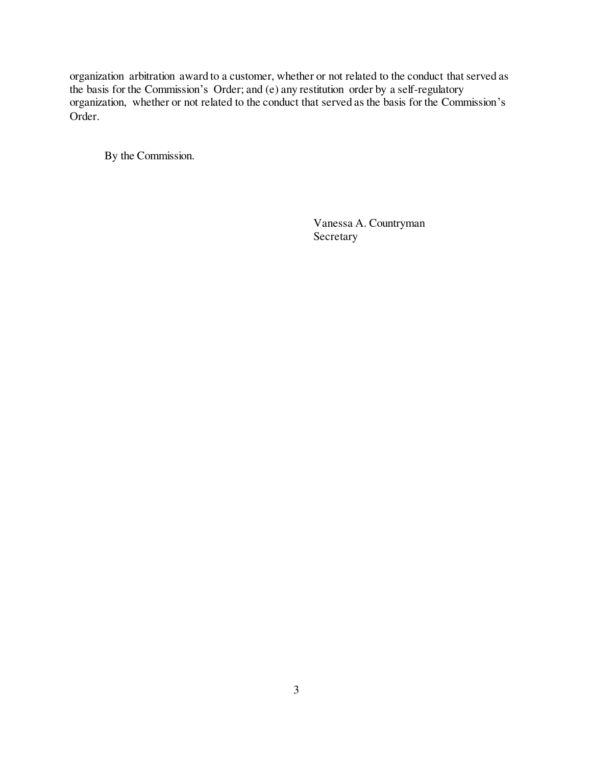organization arbitration award to a customer, whether or not related to the conduct that served as the basis for the Commission's Order; and (e) any restitution order by a self-regulatory organization, whether or not related to the conduct that served as the basis for the Commission's Order.

By the Commission.

Vanessa A. Countryman
Secretary